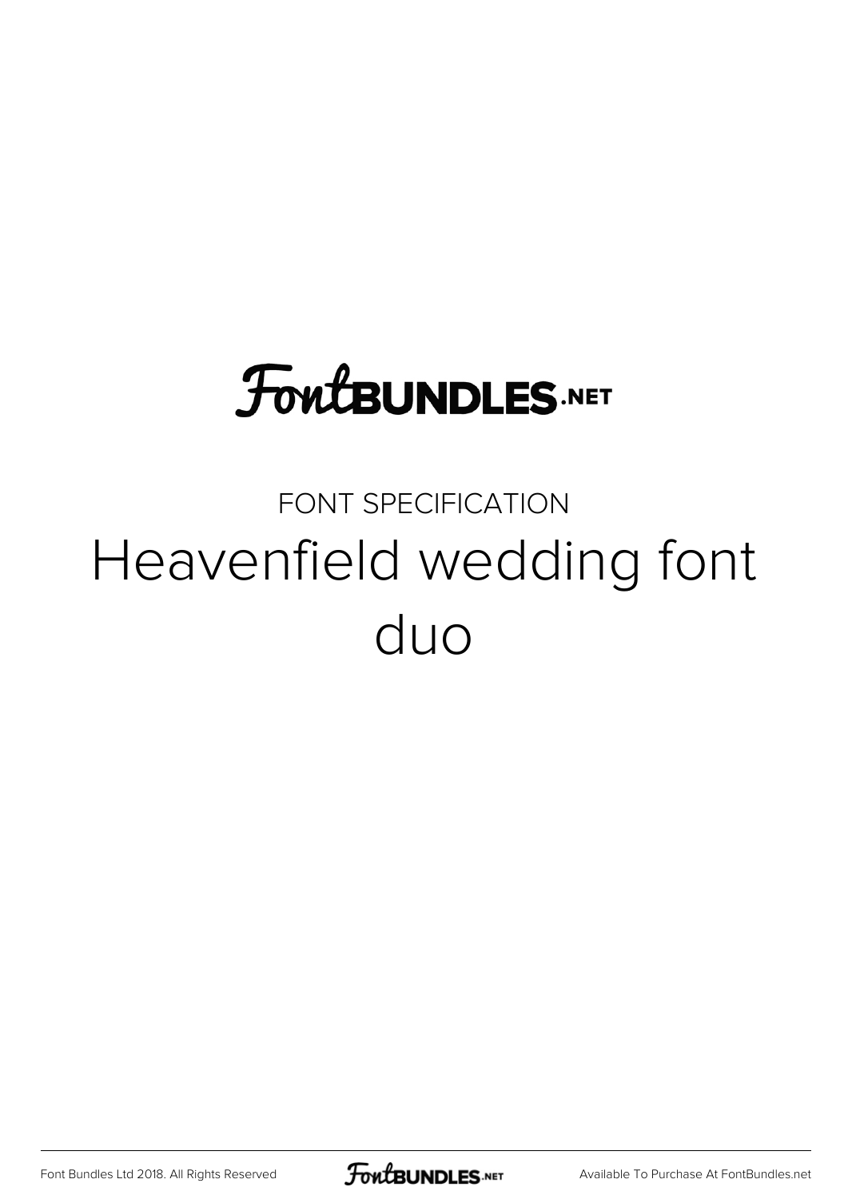# FontBUNDLES.NET

FONT SPECIFICATION

## Heavenfield wedding font duo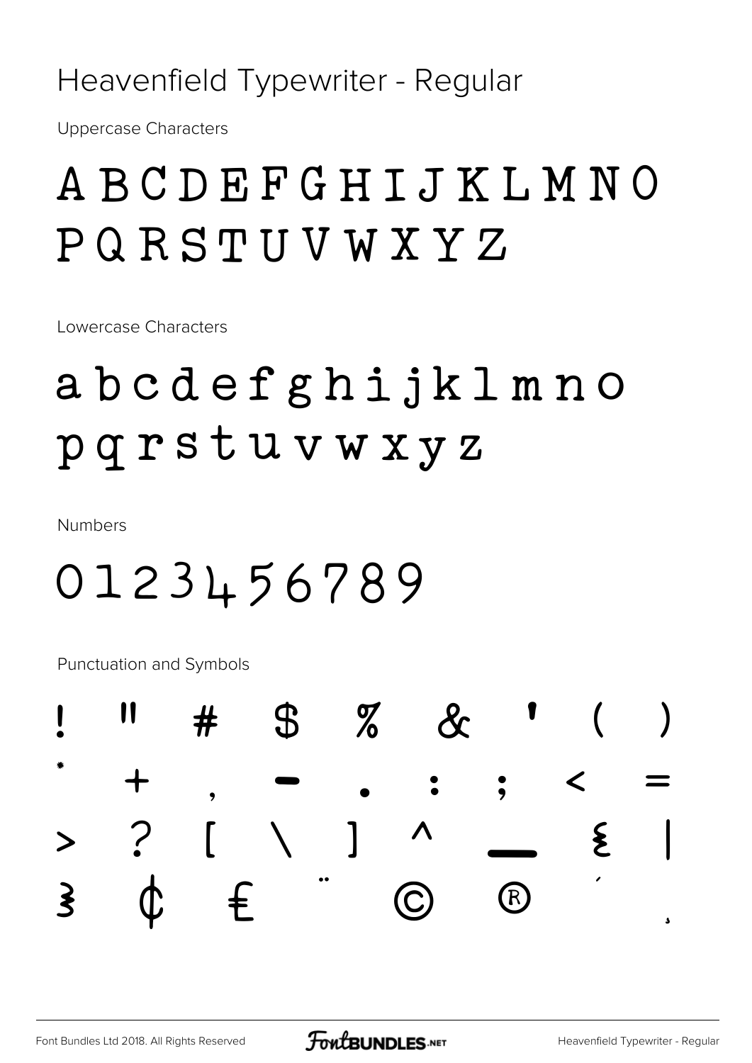# Heavenfield Typewriter - Regular

Uppercase Characters

A B C D E F G H I J K L M N O
P Q R S T U V W X Y Z

Lowercase Characters

a b c d e f g h i j k l m n o
p q r s t u v w x y z

Numbers

0 1 2 3 4 5 6 7 8 9

Punctuation and Symbols

! " # $ % & ' ( )
* + , - . : ; < =
> ? [ \ ] ^ _ { |
} ¢ £ ¨ © ® ´ ¸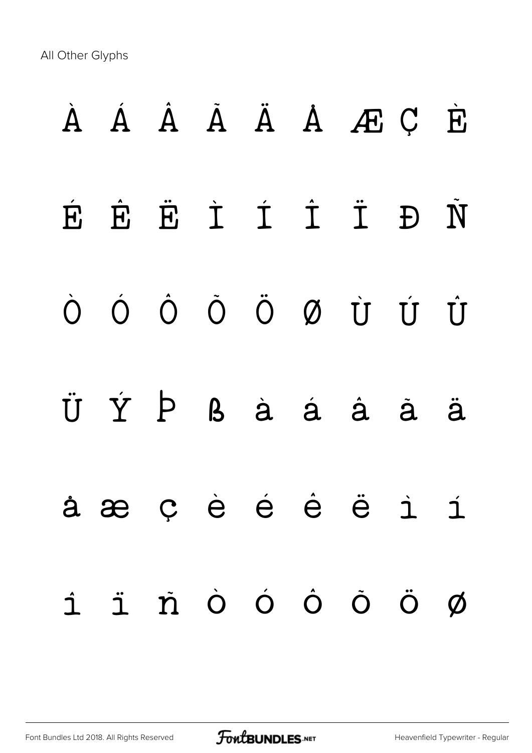All Other Glyphs

À Á Â Ã Ä Å Æ Ç È

É Ê Ë Ì Í Î Ï Ð Ñ

Ò Ó Ô Õ Ö Ø Ù Ú Û

Ü Ý Þ ß à á â ã ä

å æ ç è é ê ë ì í

î ï ñ ò ó ô õ ö ø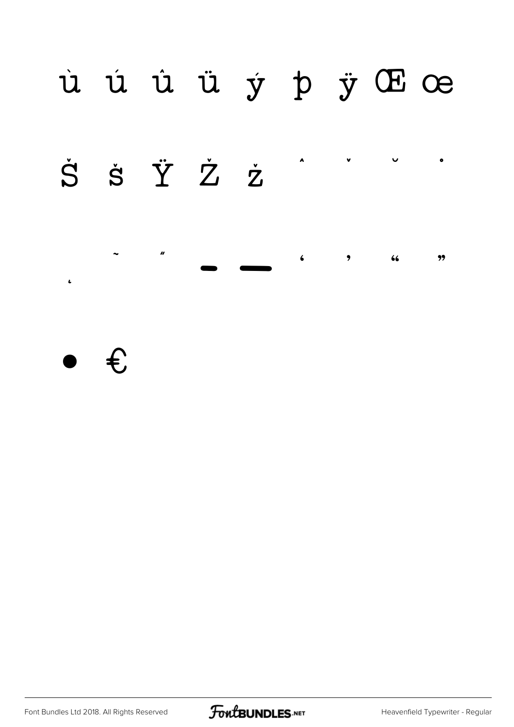ù ú û ü ý þ ÿ Œ œ

Š š Ÿ Ž ž ˆ ˇ ˘ ˙

˛ ˜ ˝ – — ‘ ’ “ ”

• €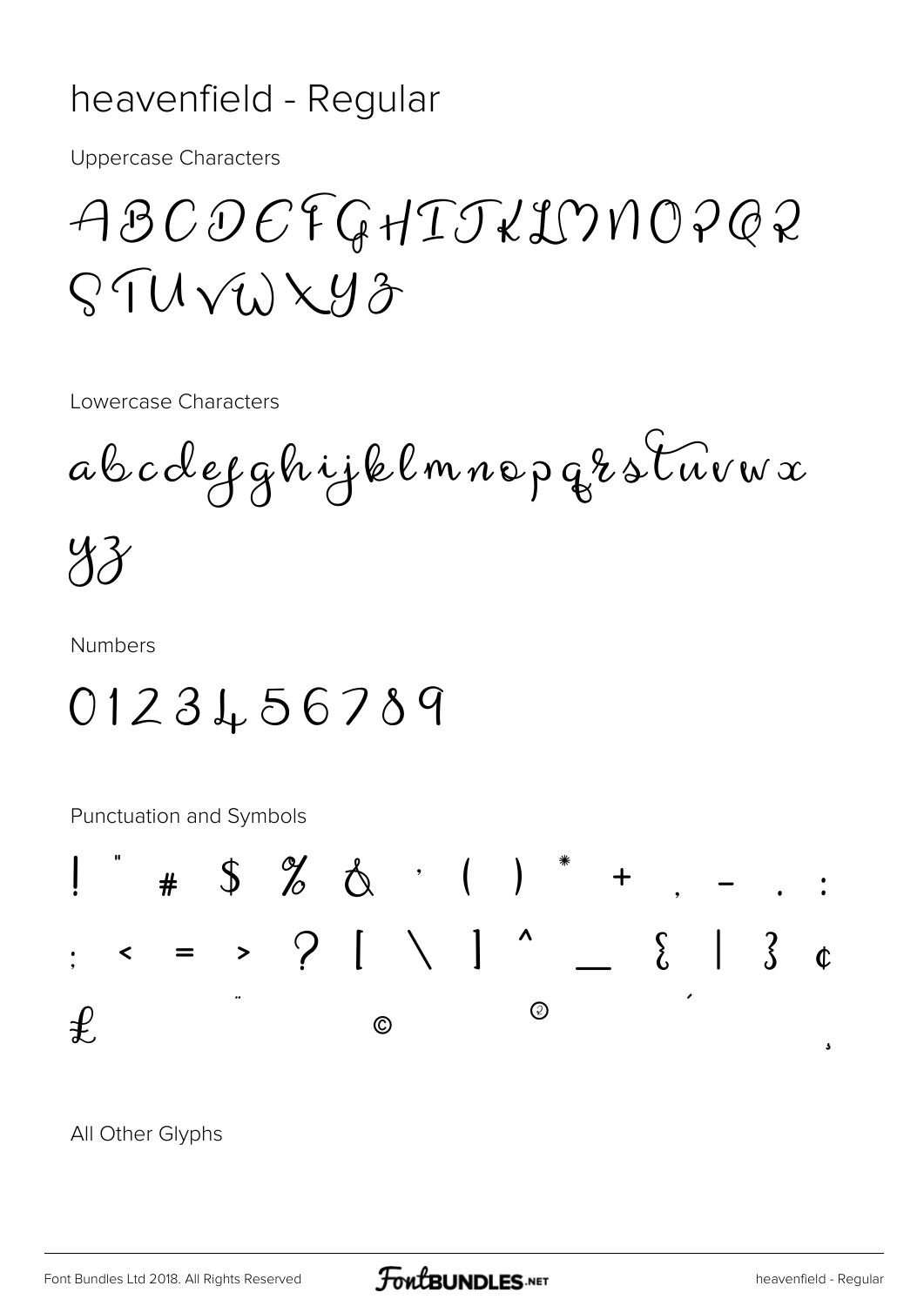# heavenfield - Regular

Uppercase Characters

ABCDEFGHIJKLMNOPQR
STUVWXYZ

Lowercase Characters

abcdefghijklmnopqrstuvwx
yz

Numbers

0123456789

Punctuation and Symbols

! " # $ % & ' ( ) * + , - . :
; < = > ? [ \ ] ^ _ { | } ¢
£ ¨ © ® ´ ¸

All Other Glyphs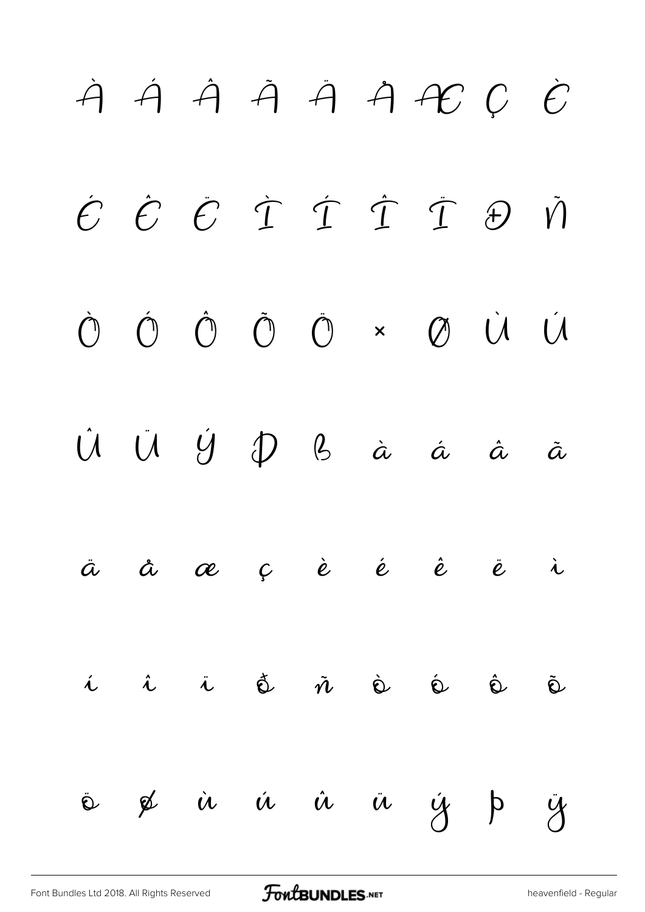À Á Â Ã Ä Å Æ Ç È

É Ê Ë Ì Í Î Ï Ð Ñ

Ò Ó Ô Õ Ö × Ø Ù Ú

Û Ü Ý Þ ß à á â ã

ä å æ ç è é ê ë ì

í î ï ð ñ ò ó ô õ

ö ø ù ú û ü ý þ ÿ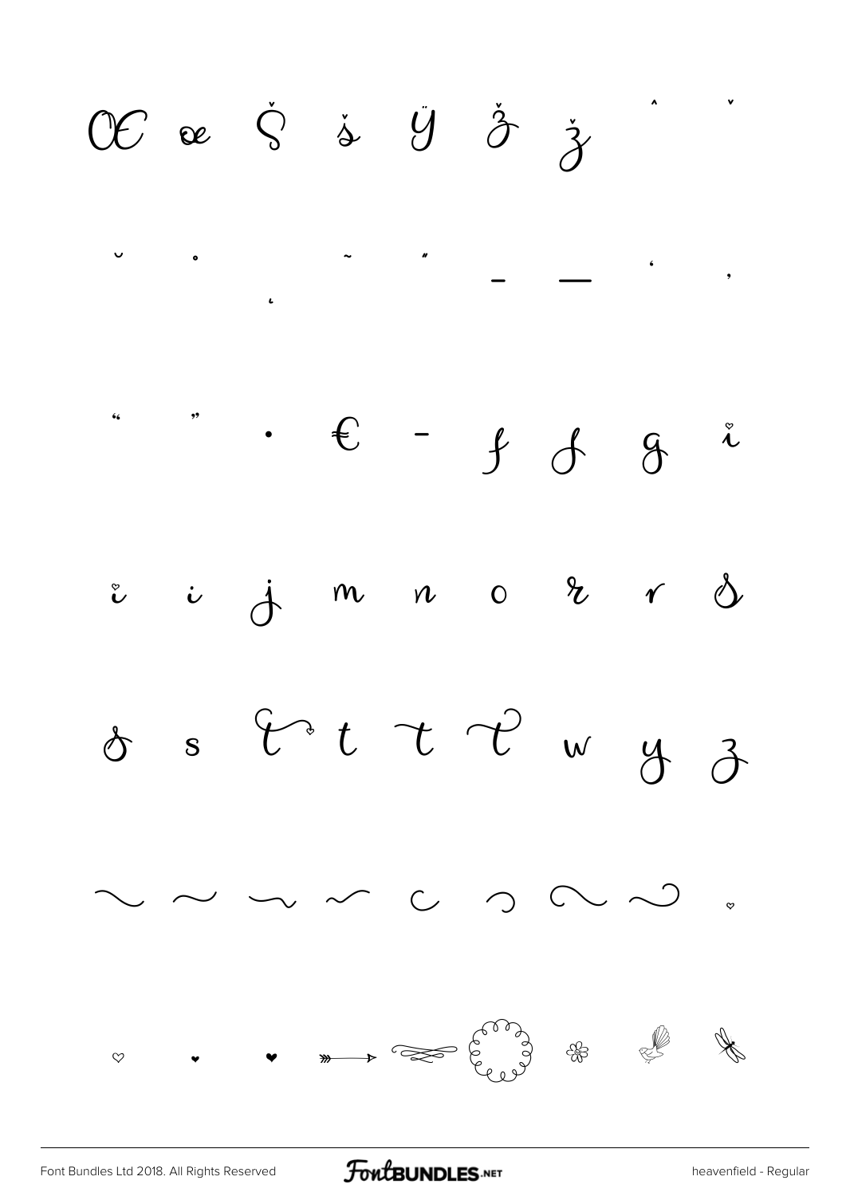Œ œ Š š Ÿ Ž ž ˆ ˇ

˘ ˙ ˛ ˜ ˝ – — ‘ ’

“ ” • € - f f g i

i i j m n o r r s

s s t t t t w y z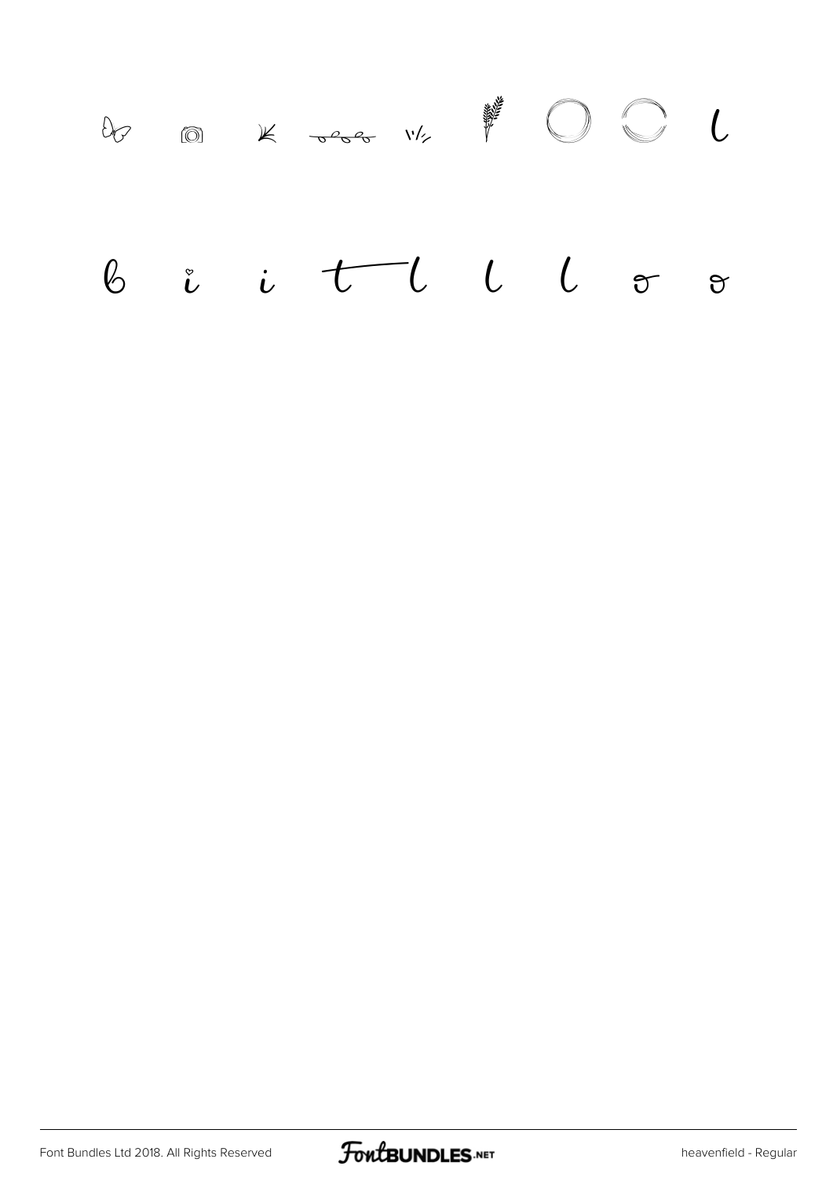b i i t l l l o o